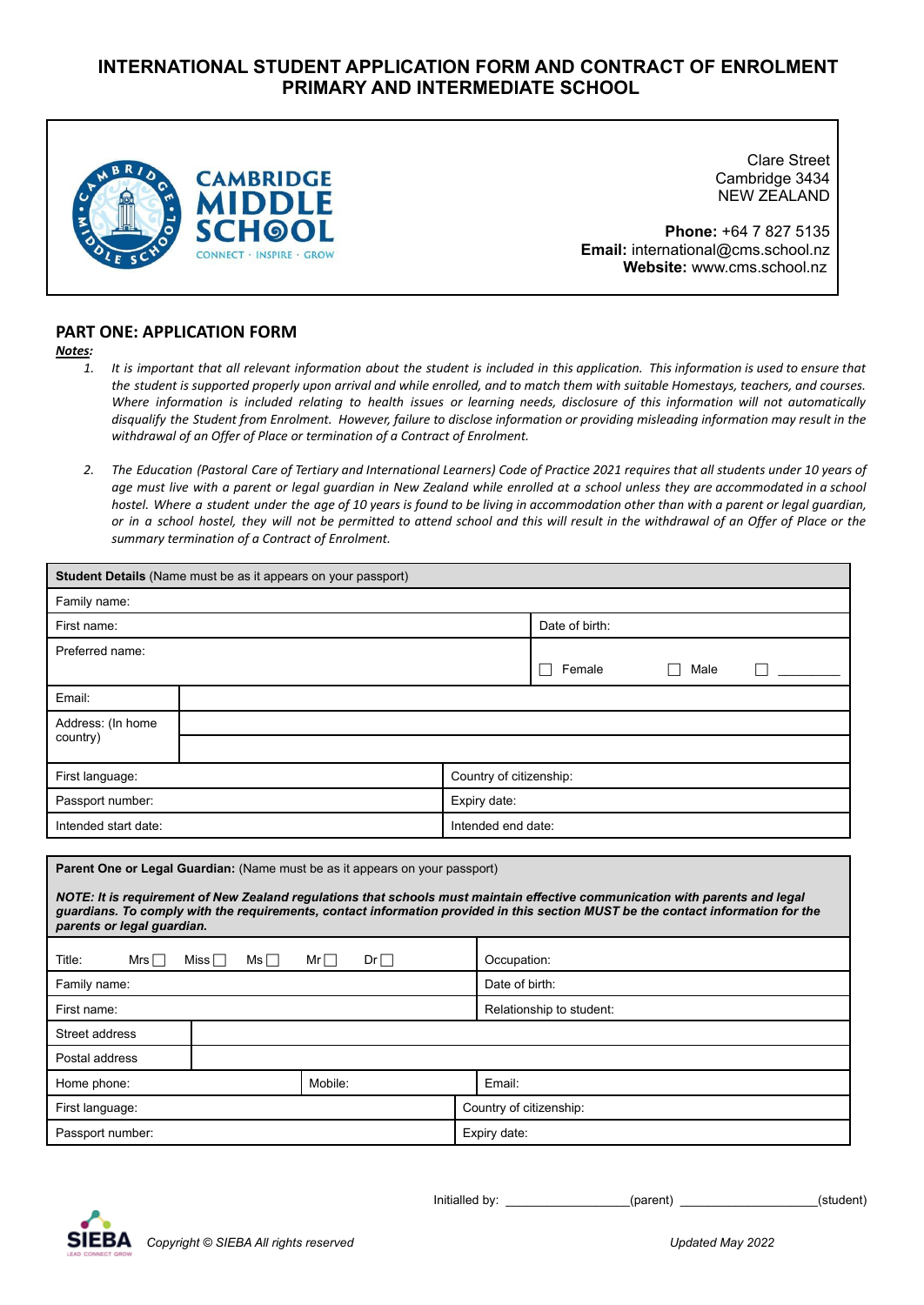# INTERNATIONAL STUDENT APPLICATION FORM AND CONTRACT OF ENROLMENT
# PRIMARY AND INTERMEDIATE SCHOOL

**CAMBRIDGE MIDDLE SCHOOL**
CONNECT · INSPIRE · GROW

Clare Street
Cambridge 3434
NEW ZEALAND

**Phone:** +64 7 827 5135
**Email:** international@cms.school.nz
**Website:** www.cms.school.nz

## PART ONE: APPLICATION FORM

***Notes:***

1. *It is important that all relevant information about the student is included in this application. This information is used to ensure that the student is supported properly upon arrival and while enrolled, and to match them with suitable Homestays, teachers, and courses. Where information is included relating to health issues or learning needs, disclosure of this information will not automatically disqualify the Student from Enrolment. However, failure to disclose information or providing misleading information may result in the withdrawal of an Offer of Place or termination of a Contract of Enrolment.*

2. *The Education (Pastoral Care of Tertiary and International Learners) Code of Practice 2021 requires that all students under 10 years of age must live with a parent or legal guardian in New Zealand while enrolled at a school unless they are accommodated in a school hostel. Where a student under the age of 10 years is found to be living in accommodation other than with a parent or legal guardian, or in a school hostel, they will not be permitted to attend school and this will result in the withdrawal of an Offer of Place or the summary termination of a Contract of Enrolment.*

| **Student Details** (Name must be as it appears on your passport) | |
|---|---|
| Family name: | |
| First name: | Date of birth: |
| Preferred name: | ☐ Female ☐ Male ☐ ________ |
| Email: | |
| Address: (In home country) | |
| First language: | Country of citizenship: |
| Passport number: | Expiry date: |
| Intended start date: | Intended end date: |

| **Parent One or Legal Guardian:** (Name must be as it appears on your passport)<br><br>***NOTE: It is requirement of New Zealand regulations that schools must maintain effective communication with parents and legal guardians. To comply with the requirements, contact information provided in this section MUST be the contact information for the parents or legal guardian.*** | | |
|---|---|---|
| Title: Mrs ☐ Miss ☐ Ms ☐ Mr ☐ Dr ☐ | | Occupation: |
| Family name: | | Date of birth: |
| First name: | | Relationship to student: |
| Street address | | |
| Postal address | | |
| Home phone: | Mobile: | Email: |
| First language: | | Country of citizenship: |
| Passport number: | | Expiry date: |

Initialled by: ________________(parent) __________________(student)

*Copyright © SIEBA All rights reserved* *Updated May 2022*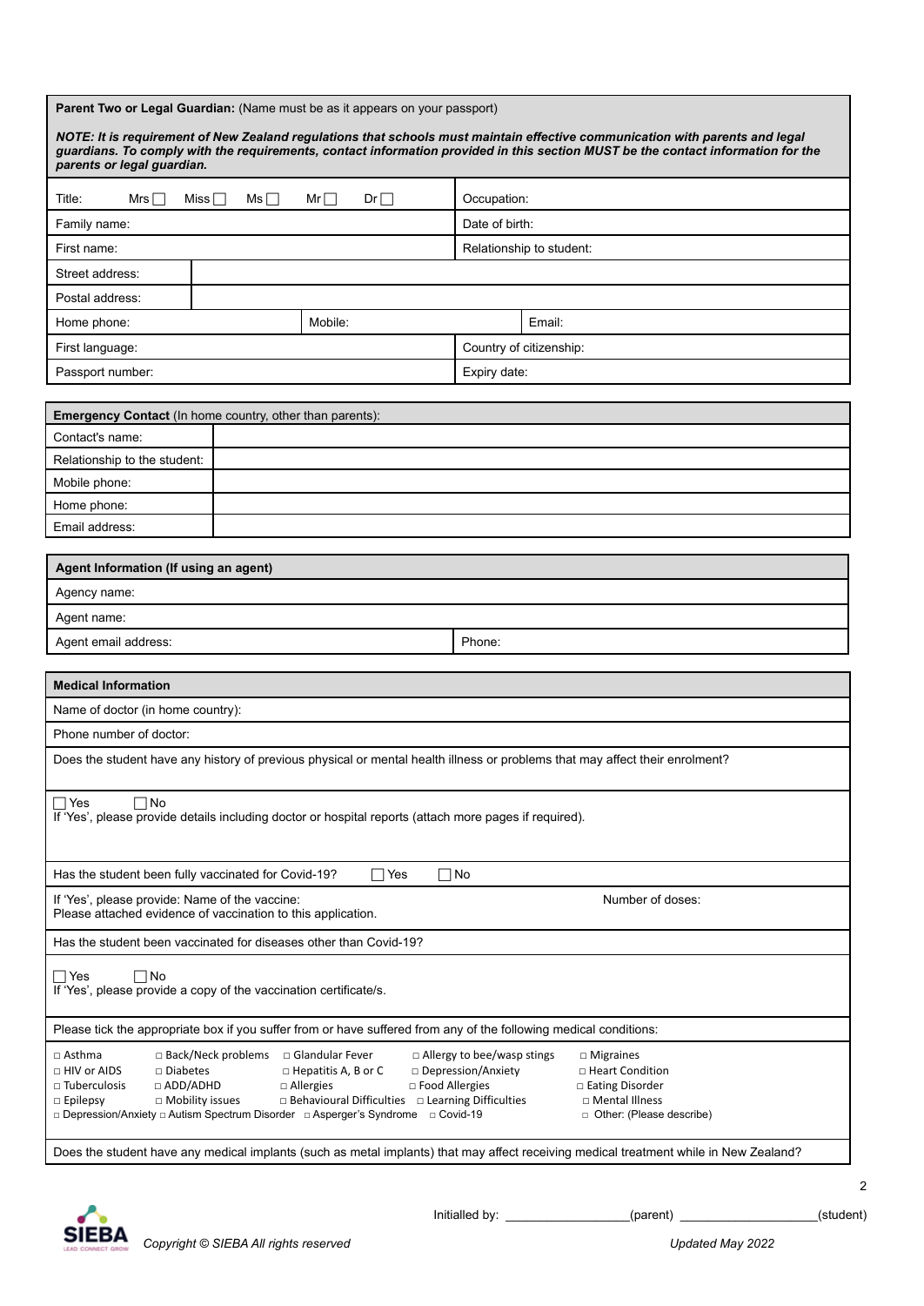**Parent Two or Legal Guardian:** (Name must be as it appears on your passport)

***NOTE: It is requirement of New Zealand regulations that schools must maintain effective communication with parents and legal guardians. To comply with the requirements, contact information provided in this section MUST be the contact information for the parents or legal guardian.***

| | | | |
|---|---|---|---|
| Title: Mrs ☐ Miss ☐ Ms ☐ Mr ☐ Dr ☐ | | Occupation: | |
| Family name: | | Date of birth: | |
| First name: | | Relationship to student: | |
| Street address: | | | |
| Postal address: | | | |
| Home phone: | Mobile: | | Email: |
| First language: | | Country of citizenship: | |
| Passport number: | | Expiry date: | |

| **Emergency Contact** (In home country, other than parents): | |
|---|---|
| Contact's name: | |
| Relationship to the student: | |
| Mobile phone: | |
| Home phone: | |
| Email address: | |

| **Agent Information (If using an agent)** | |
|---|---|
| Agency name: | |
| Agent name: | |
| Agent email address: | Phone: |

**Medical Information**

Name of doctor (in home country):

Phone number of doctor:

Does the student have any history of previous physical or mental health illness or problems that may affect their enrolment?

☐ Yes ☐ No
If 'Yes', please provide details including doctor or hospital reports (attach more pages if required).

Has the student been fully vaccinated for Covid-19? ☐ Yes ☐ No

If 'Yes', please provide: Name of the vaccine: Number of doses:
Please attached evidence of vaccination to this application.

Has the student been vaccinated for diseases other than Covid-19?

☐ Yes ☐ No
If 'Yes', please provide a copy of the vaccination certificate/s.

Please tick the appropriate box if you suffer from or have suffered from any of the following medical conditions:

| | | | | |
|---|---|---|---|---|
| □ Asthma | □ Back/Neck problems | □ Glandular Fever | □ Allergy to bee/wasp stings | □ Migraines |
| □ HIV or AIDS | □ Diabetes | □ Hepatitis A, B or C | □ Depression/Anxiety | □ Heart Condition |
| □ Tuberculosis | □ ADD/ADHD | □ Allergies | □ Food Allergies | □ Eating Disorder |
| □ Epilepsy | □ Mobility issues | □ Behavioural Difficulties | □ Learning Difficulties | □ Mental Illness |
| □ Depression/Anxiety | □ Autism Spectrum Disorder | □ Asperger's Syndrome | □ Covid-19 | □ Other: (Please describe) |

Does the student have any medical implants (such as metal implants) that may affect receiving medical treatment while in New Zealand?

Initialled by: ________________(parent) ________________(student)

*Copyright © SIEBA All rights reserved* *Updated May 2022*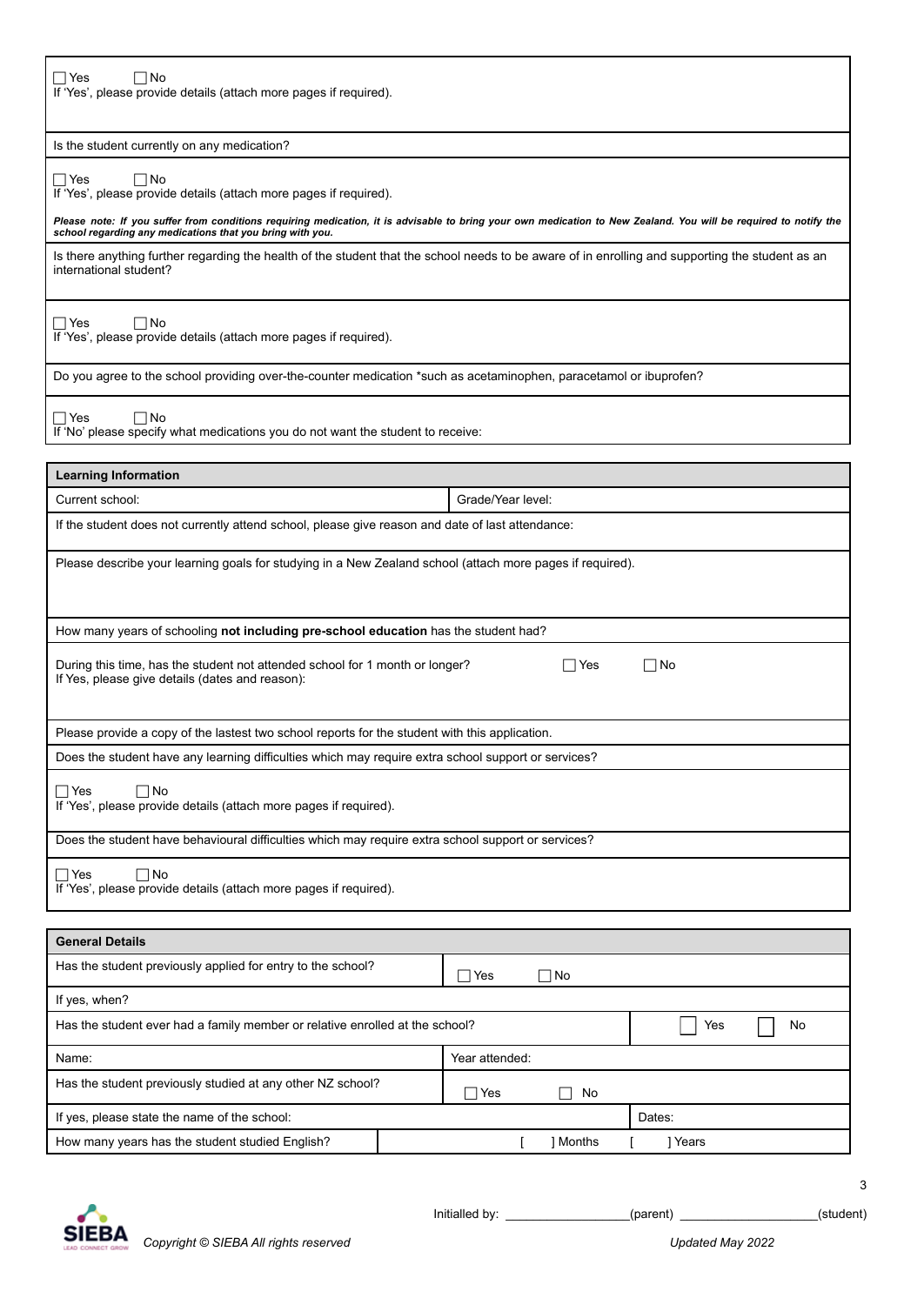☐ Yes ☐ No
If 'Yes', please provide details (attach more pages if required).

Is the student currently on any medication?

☐ Yes ☐ No
If 'Yes', please provide details (attach more pages if required).

***Please note: If you suffer from conditions requiring medication, it is advisable to bring your own medication to New Zealand. You will be required to notify the school regarding any medications that you bring with you.***

Is there anything further regarding the health of the student that the school needs to be aware of in enrolling and supporting the student as an international student?

☐ Yes ☐ No
If 'Yes', please provide details (attach more pages if required).

Do you agree to the school providing over-the-counter medication *such as acetaminophen, paracetamol or ibuprofen?

☐ Yes ☐ No
If 'No' please specify what medications you do not want the student to receive:

## Learning Information

| Current school: | Grade/Year level: |
|---|---|

If the student does not currently attend school, please give reason and date of last attendance:

Please describe your learning goals for studying in a New Zealand school (attach more pages if required).

How many years of schooling **not including pre-school education** has the student had?

During this time, has the student not attended school for 1 month or longer? ☐ Yes ☐ No
If Yes, please give details (dates and reason):

Please provide a copy of the lastest two school reports for the student with this application.

Does the student have any learning difficulties which may require extra school support or services?

☐ Yes ☐ No
If 'Yes', please provide details (attach more pages if required).

Does the student have behavioural difficulties which may require extra school support or services?

☐ Yes ☐ No
If 'Yes', please provide details (attach more pages if required).

## General Details

| Has the student previously applied for entry to the school? | ☐ Yes ☐ No | |
|---|---|---|
| If yes, when? | | |
| Has the student ever had a family member or relative enrolled at the school? | | ☐ Yes ☐ No |
| Name: | Year attended: | |
| Has the student previously studied at any other NZ school? | ☐ Yes ☐ No | |
| If yes, please state the name of the school: | | Dates: |
| How many years has the student studied English? | [ ] Months | [ ] Years |

Initialled by: ________________(parent) ____________________(student)

*Copyright © SIEBA All rights reserved* *Updated May 2022*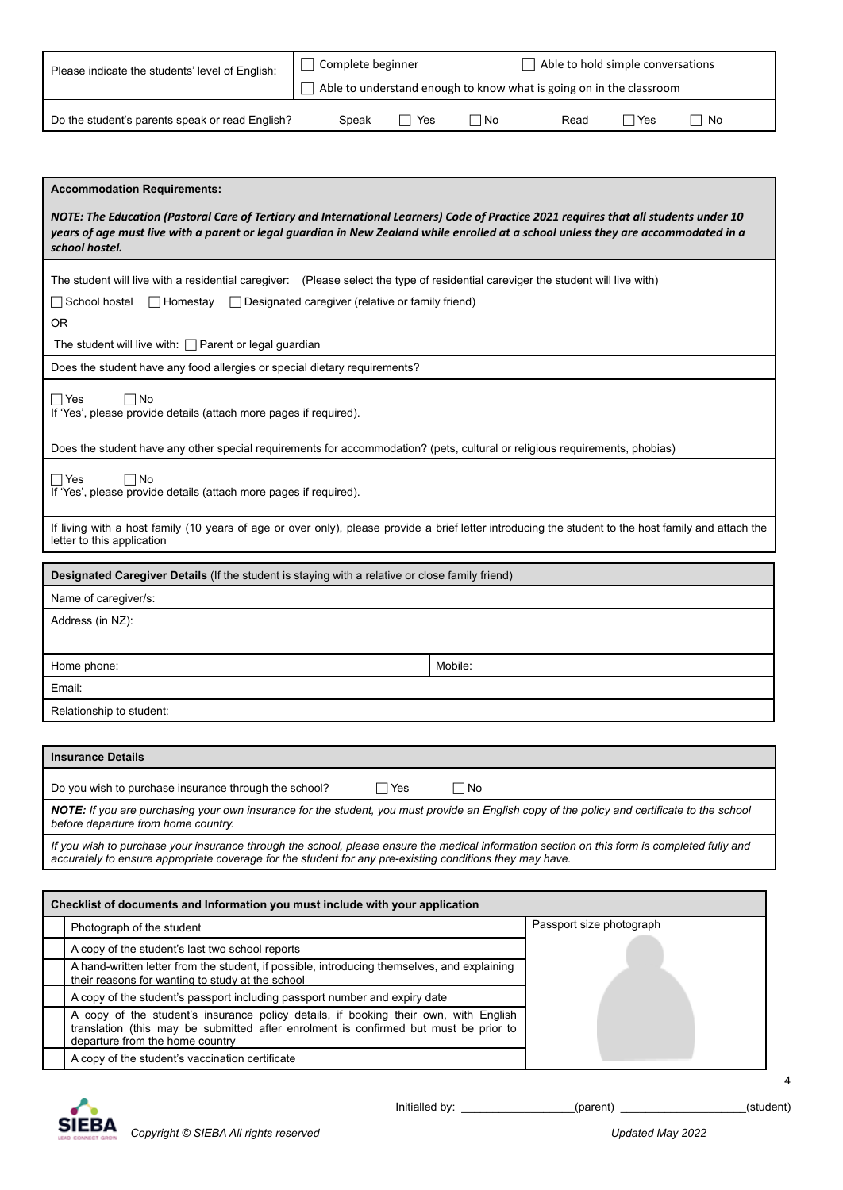| Please indicate the students' level of English: | ☐ Complete beginner ☐ Able to hold simple conversations<br>☐ Able to understand enough to know what is going on in the classroom |
|---|---|
| Do the student's parents speak or read English? | Speak ☐ Yes ☐ No Read ☐ Yes ☐ No |

**Accommodation Requirements:**

***NOTE: The Education (Pastoral Care of Tertiary and International Learners) Code of Practice 2021 requires that all students under 10 years of age must live with a parent or legal guardian in New Zealand while enrolled at a school unless they are accommodated in a school hostel.***

The student will live with a residential caregiver: (Please select the type of residential careviger the student will live with)

☐ School hostel ☐ Homestay ☐ Designated caregiver (relative or family friend)

OR

The student will live with: ☐ Parent or legal guardian

Does the student have any food allergies or special dietary requirements?

☐ Yes ☐ No
If 'Yes', please provide details (attach more pages if required).

Does the student have any other special requirements for accommodation? (pets, cultural or religious requirements, phobias)

☐ Yes ☐ No
If 'Yes', please provide details (attach more pages if required).

If living with a host family (10 years of age or over only), please provide a brief letter introducing the student to the host family and attach the letter to this application

**Designated Caregiver Details** (If the student is staying with a relative or close family friend)

| | |
|---|---|
| Name of caregiver/s: | |
| Address (in NZ): | |
| | |
| Home phone: | Mobile: |
| Email: | |
| Relationship to student: | |

**Insurance Details**

Do you wish to purchase insurance through the school? ☐ Yes ☐ No

***NOTE:*** *If you are purchasing your own insurance for the student, you must provide an English copy of the policy and certificate to the school before departure from home country.*

*If you wish to purchase your insurance through the school, please ensure the medical information section on this form is completed fully and accurately to ensure appropriate coverage for the student for any pre-existing conditions they may have.*

**Checklist of documents and Information you must include with your application**

| | | Passport size photograph |
|---|---|---|
| ☐ | Photograph of the student | |
| ☐ | A copy of the student's last two school reports | |
| ☐ | A hand-written letter from the student, if possible, introducing themselves, and explaining their reasons for wanting to study at the school | |
| ☐ | A copy of the student's passport including passport number and expiry date | |
| ☐ | A copy of the student's insurance policy details, if booking their own, with English translation (this may be submitted after enrolment is confirmed but must be prior to departure from the home country | |
| ☐ | A copy of the student's vaccination certificate | |

Initialled by: ________________(parent) ____________________(student)

*Copyright © SIEBA All rights reserved* *Updated May 2022*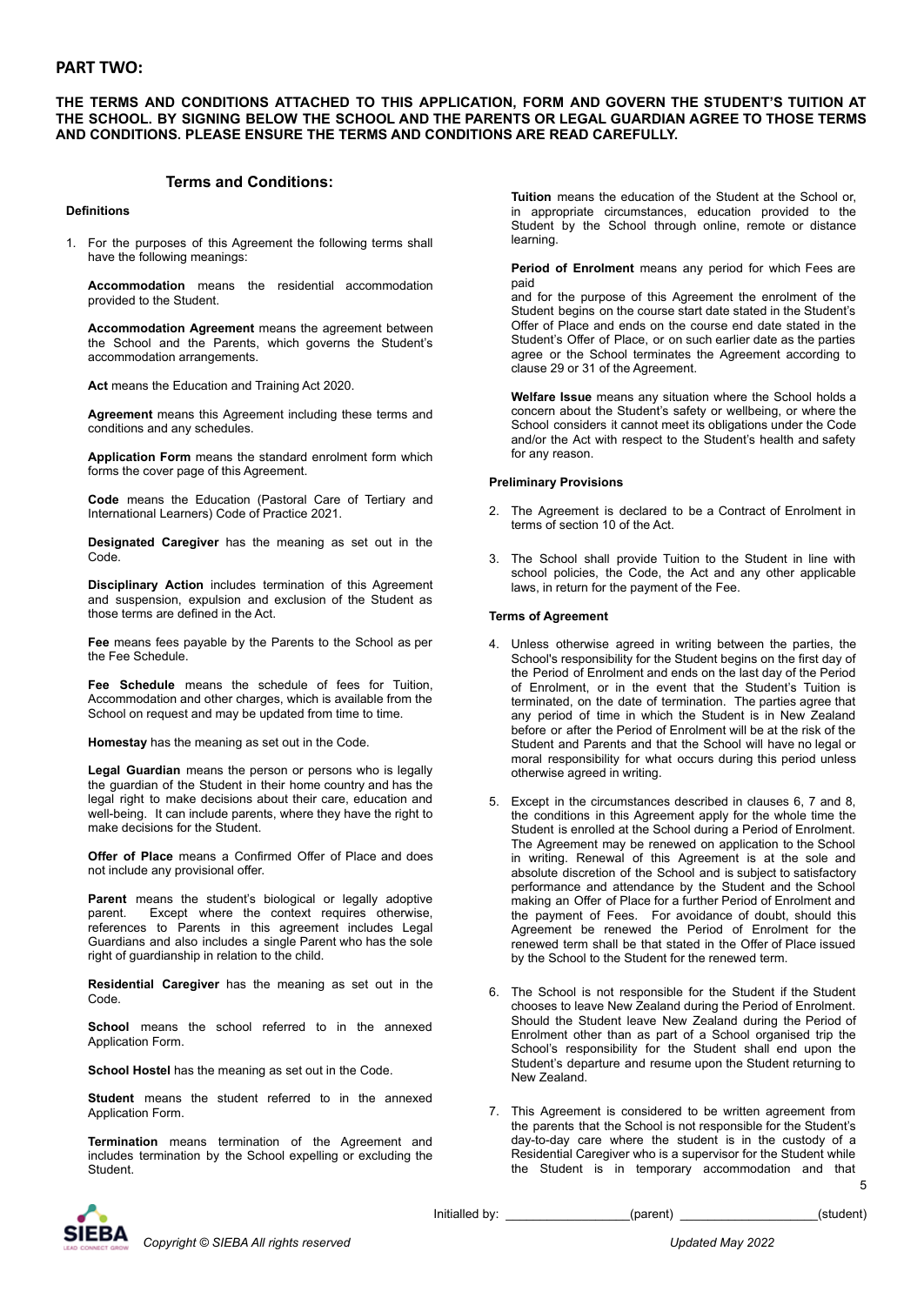## PART TWO:

**THE TERMS AND CONDITIONS ATTACHED TO THIS APPLICATION, FORM AND GOVERN THE STUDENT'S TUITION AT THE SCHOOL. BY SIGNING BELOW THE SCHOOL AND THE PARENTS OR LEGAL GUARDIAN AGREE TO THOSE TERMS AND CONDITIONS. PLEASE ENSURE THE TERMS AND CONDITIONS ARE READ CAREFULLY.**

### Terms and Conditions:

#### Definitions

1. For the purposes of this Agreement the following terms shall have the following meanings:

   **Accommodation** means the residential accommodation provided to the Student.

   **Accommodation Agreement** means the agreement between the School and the Parents, which governs the Student's accommodation arrangements.

   **Act** means the Education and Training Act 2020.

   **Agreement** means this Agreement including these terms and conditions and any schedules.

   **Application Form** means the standard enrolment form which forms the cover page of this Agreement.

   **Code** means the Education (Pastoral Care of Tertiary and International Learners) Code of Practice 2021.

   **Designated Caregiver** has the meaning as set out in the Code.

   **Disciplinary Action** includes termination of this Agreement and suspension, expulsion and exclusion of the Student as those terms are defined in the Act.

   **Fee** means fees payable by the Parents to the School as per the Fee Schedule.

   **Fee Schedule** means the schedule of fees for Tuition, Accommodation and other charges, which is available from the School on request and may be updated from time to time.

   **Homestay** has the meaning as set out in the Code.

   **Legal Guardian** means the person or persons who is legally the guardian of the Student in their home country and has the legal right to make decisions about their care, education and well-being. It can include parents, where they have the right to make decisions for the Student.

   **Offer of Place** means a Confirmed Offer of Place and does not include any provisional offer.

   **Parent** means the student's biological or legally adoptive parent. Except where the context requires otherwise, references to Parents in this agreement includes Legal Guardians and also includes a single Parent who has the sole right of guardianship in relation to the child.

   **Residential Caregiver** has the meaning as set out in the Code.

   **School** means the school referred to in the annexed Application Form.

   **School Hostel** has the meaning as set out in the Code.

   **Student** means the student referred to in the annexed Application Form.

   **Termination** means termination of the Agreement and includes termination by the School expelling or excluding the Student.

   **Tuition** means the education of the Student at the School or, in appropriate circumstances, education provided to the Student by the School through online, remote or distance learning.

   **Period of Enrolment** means any period for which Fees are paid
   and for the purpose of this Agreement the enrolment of the Student begins on the course start date stated in the Student's Offer of Place and ends on the course end date stated in the Student's Offer of Place, or on such earlier date as the parties agree or the School terminates the Agreement according to clause 29 or 31 of the Agreement.

   **Welfare Issue** means any situation where the School holds a concern about the Student's safety or wellbeing, or where the School considers it cannot meet its obligations under the Code and/or the Act with respect to the Student's health and safety for any reason.

#### Preliminary Provisions

2. The Agreement is declared to be a Contract of Enrolment in terms of section 10 of the Act.

3. The School shall provide Tuition to the Student in line with school policies, the Code, the Act and any other applicable laws, in return for the payment of the Fee.

#### Terms of Agreement

4. Unless otherwise agreed in writing between the parties, the School's responsibility for the Student begins on the first day of the Period of Enrolment and ends on the last day of the Period of Enrolment, or in the event that the Student's Tuition is terminated, on the date of termination. The parties agree that any period of time in which the Student is in New Zealand before or after the Period of Enrolment will be at the risk of the Student and Parents and that the School will have no legal or moral responsibility for what occurs during this period unless otherwise agreed in writing.

5. Except in the circumstances described in clauses 6, 7 and 8, the conditions in this Agreement apply for the whole time the Student is enrolled at the School during a Period of Enrolment. The Agreement may be renewed on application to the School in writing. Renewal of this Agreement is at the sole and absolute discretion of the School and is subject to satisfactory performance and attendance by the Student and the School making an Offer of Place for a further Period of Enrolment and the payment of Fees. For avoidance of doubt, should this Agreement be renewed the Period of Enrolment for the renewed term shall be that stated in the Offer of Place issued by the School to the Student for the renewed term.

6. The School is not responsible for the Student if the Student chooses to leave New Zealand during the Period of Enrolment. Should the Student leave New Zealand during the Period of Enrolment other than as part of a School organised trip the School's responsibility for the Student shall end upon the Student's departure and resume upon the Student returning to New Zealand.

7. This Agreement is considered to be written agreement from the parents that the School is not responsible for the Student's day-to-day care where the student is in the custody of a Residential Caregiver who is a supervisor for the Student while the Student is in temporary accommodation and that

Initialled by: _________________(parent) ___________________(student)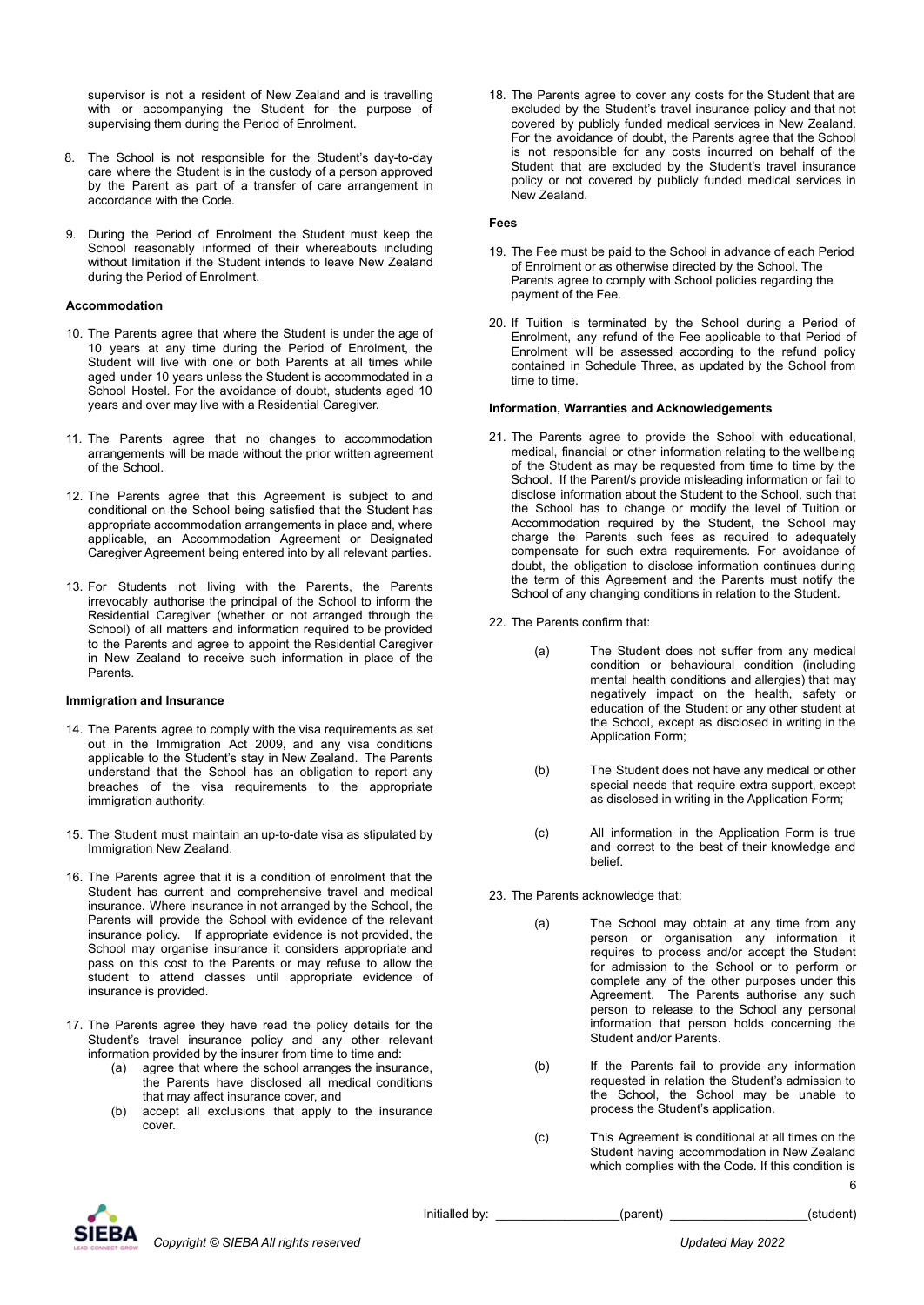supervisor is not a resident of New Zealand and is travelling with or accompanying the Student for the purpose of supervising them during the Period of Enrolment.

8. The School is not responsible for the Student's day-to-day care where the Student is in the custody of a person approved by the Parent as part of a transfer of care arrangement in accordance with the Code.

9. During the Period of Enrolment the Student must keep the School reasonably informed of their whereabouts including without limitation if the Student intends to leave New Zealand during the Period of Enrolment.

**Accommodation**

10. The Parents agree that where the Student is under the age of 10 years at any time during the Period of Enrolment, the Student will live with one or both Parents at all times while aged under 10 years unless the Student is accommodated in a School Hostel. For the avoidance of doubt, students aged 10 years and over may live with a Residential Caregiver.

11. The Parents agree that no changes to accommodation arrangements will be made without the prior written agreement of the School.

12. The Parents agree that this Agreement is subject to and conditional on the School being satisfied that the Student has appropriate accommodation arrangements in place and, where applicable, an Accommodation Agreement or Designated Caregiver Agreement being entered into by all relevant parties.

13. For Students not living with the Parents, the Parents irrevocably authorise the principal of the School to inform the Residential Caregiver (whether or not arranged through the School) of all matters and information required to be provided to the Parents and agree to appoint the Residential Caregiver in New Zealand to receive such information in place of the Parents.

**Immigration and Insurance**

14. The Parents agree to comply with the visa requirements as set out in the Immigration Act 2009, and any visa conditions applicable to the Student's stay in New Zealand. The Parents understand that the School has an obligation to report any breaches of the visa requirements to the appropriate immigration authority.

15. The Student must maintain an up-to-date visa as stipulated by Immigration New Zealand.

16. The Parents agree that it is a condition of enrolment that the Student has current and comprehensive travel and medical insurance. Where insurance in not arranged by the School, the Parents will provide the School with evidence of the relevant insurance policy. If appropriate evidence is not provided, the School may organise insurance it considers appropriate and pass on this cost to the Parents or may refuse to allow the student to attend classes until appropriate evidence of insurance is provided.

17. The Parents agree they have read the policy details for the Student's travel insurance policy and any other relevant information provided by the insurer from time to time and:
    (a) agree that where the school arranges the insurance, the Parents have disclosed all medical conditions that may affect insurance cover, and
    (b) accept all exclusions that apply to the insurance cover.

18. The Parents agree to cover any costs for the Student that are excluded by the Student's travel insurance policy and that not covered by publicly funded medical services in New Zealand. For the avoidance of doubt, the Parents agree that the School is not responsible for any costs incurred on behalf of the Student that are excluded by the Student's travel insurance policy or not covered by publicly funded medical services in New Zealand.

**Fees**

19. The Fee must be paid to the School in advance of each Period of Enrolment or as otherwise directed by the School. The Parents agree to comply with School policies regarding the payment of the Fee.

20. If Tuition is terminated by the School during a Period of Enrolment, any refund of the Fee applicable to that Period of Enrolment will be assessed according to the refund policy contained in Schedule Three, as updated by the School from time to time.

**Information, Warranties and Acknowledgements**

21. The Parents agree to provide the School with educational, medical, financial or other information relating to the wellbeing of the Student as may be requested from time to time by the School. If the Parent/s provide misleading information or fail to disclose information about the Student to the School, such that the School has to change or modify the level of Tuition or Accommodation required by the Student, the School may charge the Parents such fees as required to adequately compensate for such extra requirements. For avoidance of doubt, the obligation to disclose information continues during the term of this Agreement and the Parents must notify the School of any changing conditions in relation to the Student.

22. The Parents confirm that:
    (a) The Student does not suffer from any medical condition or behavioural condition (including mental health conditions and allergies) that may negatively impact on the health, safety or education of the Student or any other student at the School, except as disclosed in writing in the Application Form;
    (b) The Student does not have any medical or other special needs that require extra support, except as disclosed in writing in the Application Form;
    (c) All information in the Application Form is true and correct to the best of their knowledge and belief.

23. The Parents acknowledge that:
    (a) The School may obtain at any time from any person or organisation any information it requires to process and/or accept the Student for admission to the School or to perform or complete any of the other purposes under this Agreement. The Parents authorise any such person to release to the School any personal information that person holds concerning the Student and/or Parents.
    (b) If the Parents fail to provide any information requested in relation the Student's admission to the School, the School may be unable to process the Student's application.
    (c) This Agreement is conditional at all times on the Student having accommodation in New Zealand which complies with the Code. If this condition is

Initialled by: __________________(parent) ____________________(student)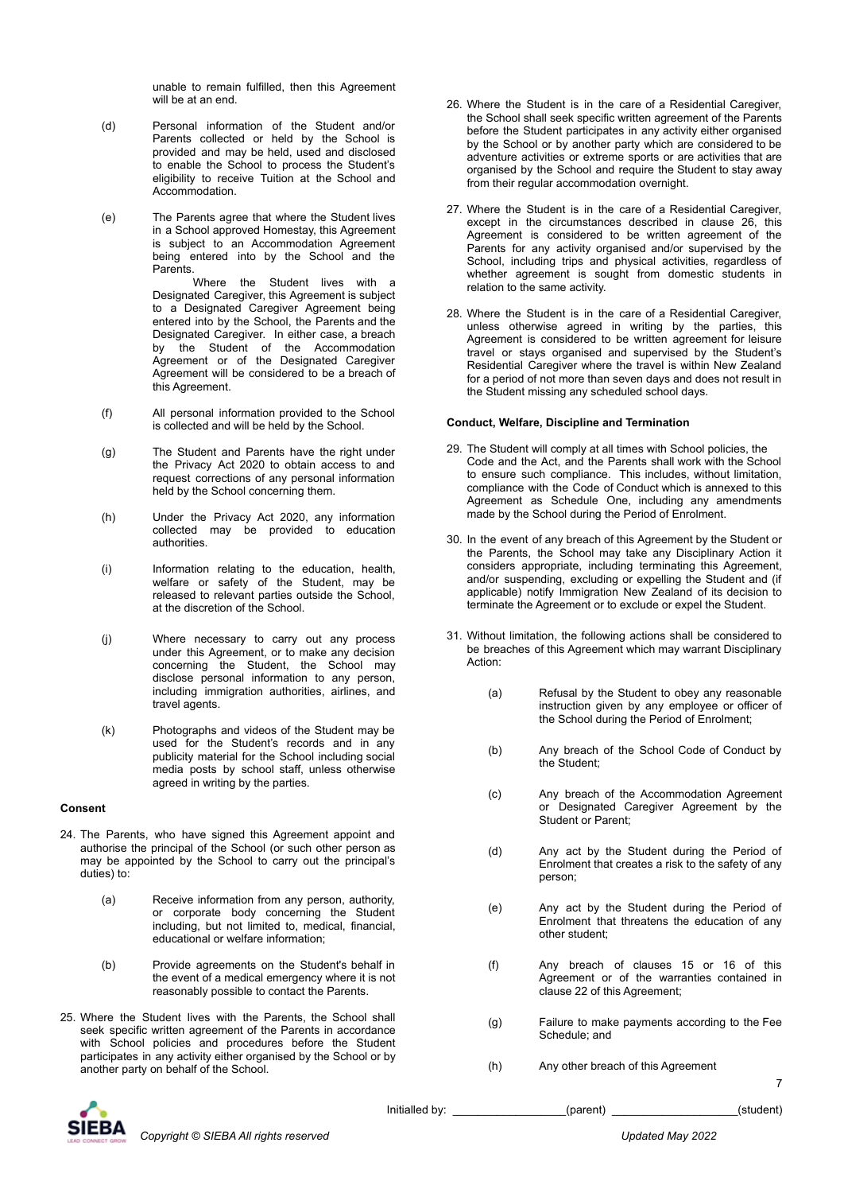unable to remain fulfilled, then this Agreement will be at an end.

(d) Personal information of the Student and/or Parents collected or held by the School is provided and may be held, used and disclosed to enable the School to process the Student's eligibility to receive Tuition at the School and Accommodation.

(e) The Parents agree that where the Student lives in a School approved Homestay, this Agreement is subject to an Accommodation Agreement being entered into by the School and the Parents.
Where the Student lives with a Designated Caregiver, this Agreement is subject to a Designated Caregiver Agreement being entered into by the School, the Parents and the Designated Caregiver. In either case, a breach by the Student of the Accommodation Agreement or of the Designated Caregiver Agreement will be considered to be a breach of this Agreement.

(f) All personal information provided to the School is collected and will be held by the School.

(g) The Student and Parents have the right under the Privacy Act 2020 to obtain access to and request corrections of any personal information held by the School concerning them.

(h) Under the Privacy Act 2020, any information collected may be provided to education authorities.

(i) Information relating to the education, health, welfare or safety of the Student, may be released to relevant parties outside the School, at the discretion of the School.

(j) Where necessary to carry out any process under this Agreement, or to make any decision concerning the Student, the School may disclose personal information to any person, including immigration authorities, airlines, and travel agents.

(k) Photographs and videos of the Student may be used for the Student's records and in any publicity material for the School including social media posts by school staff, unless otherwise agreed in writing by the parties.

**Consent**

24. The Parents, who have signed this Agreement appoint and authorise the principal of the School (or such other person as may be appointed by the School to carry out the principal's duties) to:

    (a) Receive information from any person, authority, or corporate body concerning the Student including, but not limited to, medical, financial, educational or welfare information;

    (b) Provide agreements on the Student's behalf in the event of a medical emergency where it is not reasonably possible to contact the Parents.

25. Where the Student lives with the Parents, the School shall seek specific written agreement of the Parents in accordance with School policies and procedures before the Student participates in any activity either organised by the School or by another party on behalf of the School.

26. Where the Student is in the care of a Residential Caregiver, the School shall seek specific written agreement of the Parents before the Student participates in any activity either organised by the School or by another party which are considered to be adventure activities or extreme sports or are activities that are organised by the School and require the Student to stay away from their regular accommodation overnight.

27. Where the Student is in the care of a Residential Caregiver, except in the circumstances described in clause 26, this Agreement is considered to be written agreement of the Parents for any activity organised and/or supervised by the School, including trips and physical activities, regardless of whether agreement is sought from domestic students in relation to the same activity.

28. Where the Student is in the care of a Residential Caregiver, unless otherwise agreed in writing by the parties, this Agreement is considered to be written agreement for leisure travel or stays organised and supervised by the Student's Residential Caregiver where the travel is within New Zealand for a period of not more than seven days and does not result in the Student missing any scheduled school days.

**Conduct, Welfare, Discipline and Termination**

29. The Student will comply at all times with School policies, the Code and the Act, and the Parents shall work with the School to ensure such compliance. This includes, without limitation, compliance with the Code of Conduct which is annexed to this Agreement as Schedule One, including any amendments made by the School during the Period of Enrolment.

30. In the event of any breach of this Agreement by the Student or the Parents, the School may take any Disciplinary Action it considers appropriate, including terminating this Agreement, and/or suspending, excluding or expelling the Student and (if applicable) notify Immigration New Zealand of its decision to terminate the Agreement or to exclude or expel the Student.

31. Without limitation, the following actions shall be considered to be breaches of this Agreement which may warrant Disciplinary Action:

    (a) Refusal by the Student to obey any reasonable instruction given by any employee or officer of the School during the Period of Enrolment;

    (b) Any breach of the School Code of Conduct by the Student;

    (c) Any breach of the Accommodation Agreement or Designated Caregiver Agreement by the Student or Parent;

    (d) Any act by the Student during the Period of Enrolment that creates a risk to the safety of any person;

    (e) Any act by the Student during the Period of Enrolment that threatens the education of any other student;

    (f) Any breach of clauses 15 or 16 of this Agreement or of the warranties contained in clause 22 of this Agreement;

    (g) Failure to make payments according to the Fee Schedule; and

    (h) Any other breach of this Agreement

Initialled by: \_\_\_\_\_\_\_\_\_\_\_\_\_\_\_\_\_(parent) \_\_\_\_\_\_\_\_\_\_\_\_\_\_\_\_\_\_\_(student)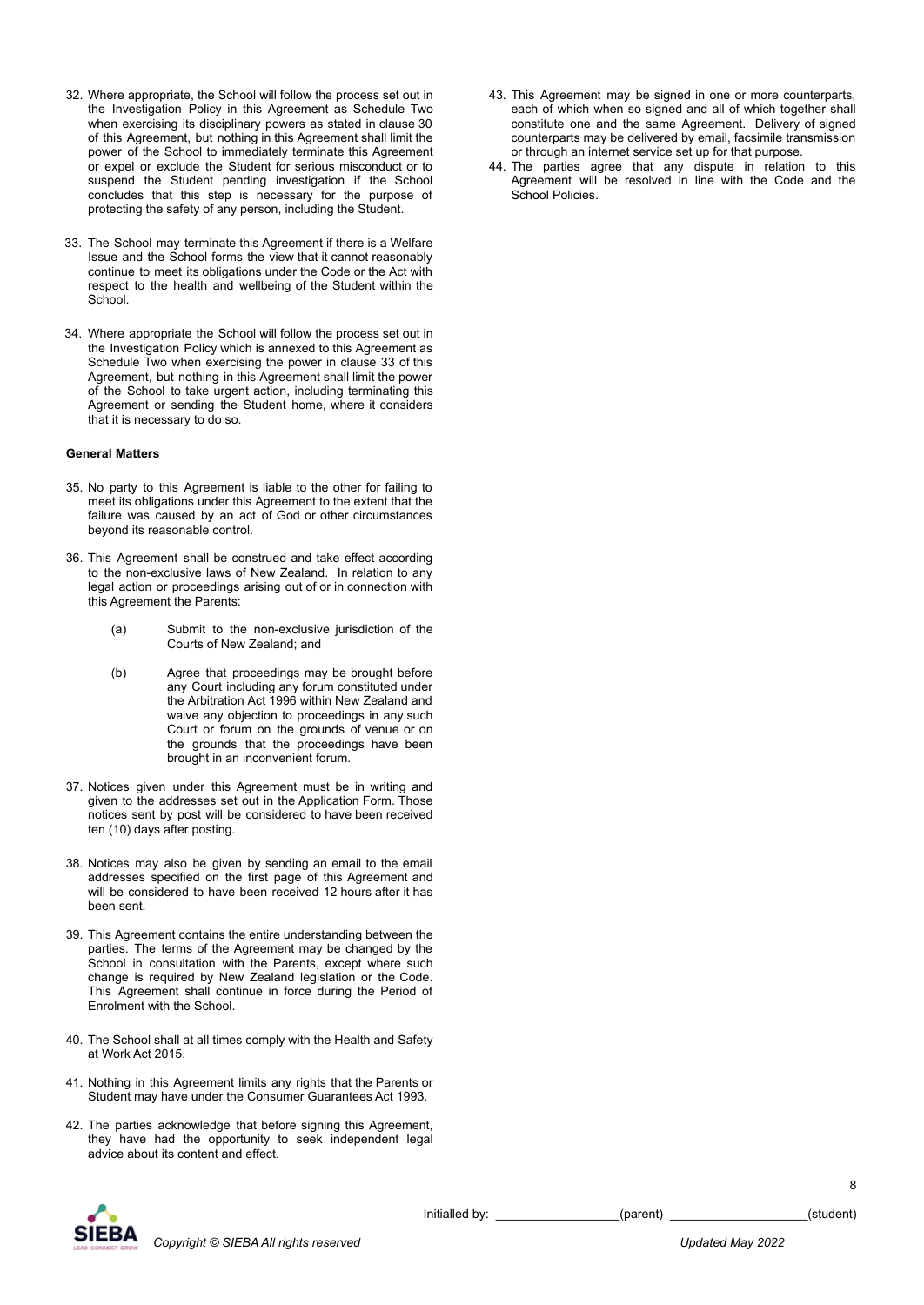32. Where appropriate, the School will follow the process set out in the Investigation Policy in this Agreement as Schedule Two when exercising its disciplinary powers as stated in clause 30 of this Agreement, but nothing in this Agreement shall limit the power of the School to immediately terminate this Agreement or expel or exclude the Student for serious misconduct or to suspend the Student pending investigation if the School concludes that this step is necessary for the purpose of protecting the safety of any person, including the Student.

33. The School may terminate this Agreement if there is a Welfare Issue and the School forms the view that it cannot reasonably continue to meet its obligations under the Code or the Act with respect to the health and wellbeing of the Student within the School.

34. Where appropriate the School will follow the process set out in the Investigation Policy which is annexed to this Agreement as Schedule Two when exercising the power in clause 33 of this Agreement, but nothing in this Agreement shall limit the power of the School to take urgent action, including terminating this Agreement or sending the Student home, where it considers that it is necessary to do so.

**General Matters**

35. No party to this Agreement is liable to the other for failing to meet its obligations under this Agreement to the extent that the failure was caused by an act of God or other circumstances beyond its reasonable control.

36. This Agreement shall be construed and take effect according to the non-exclusive laws of New Zealand. In relation to any legal action or proceedings arising out of or in connection with this Agreement the Parents:

    (a) Submit to the non-exclusive jurisdiction of the Courts of New Zealand; and

    (b) Agree that proceedings may be brought before any Court including any forum constituted under the Arbitration Act 1996 within New Zealand and waive any objection to proceedings in any such Court or forum on the grounds of venue or on the grounds that the proceedings have been brought in an inconvenient forum.

37. Notices given under this Agreement must be in writing and given to the addresses set out in the Application Form. Those notices sent by post will be considered to have been received ten (10) days after posting.

38. Notices may also be given by sending an email to the email addresses specified on the first page of this Agreement and will be considered to have been received 12 hours after it has been sent.

39. This Agreement contains the entire understanding between the parties. The terms of the Agreement may be changed by the School in consultation with the Parents, except where such change is required by New Zealand legislation or the Code. This Agreement shall continue in force during the Period of Enrolment with the School.

40. The School shall at all times comply with the Health and Safety at Work Act 2015.

41. Nothing in this Agreement limits any rights that the Parents or Student may have under the Consumer Guarantees Act 1993.

42. The parties acknowledge that before signing this Agreement, they have had the opportunity to seek independent legal advice about its content and effect.

43. This Agreement may be signed in one or more counterparts, each of which when so signed and all of which together shall constitute one and the same Agreement. Delivery of signed counterparts may be delivered by email, facsimile transmission or through an internet service set up for that purpose.

44. The parties agree that any dispute in relation to this Agreement will be resolved in line with the Code and the School Policies.

Initialled by: ________________(parent) ________________(student)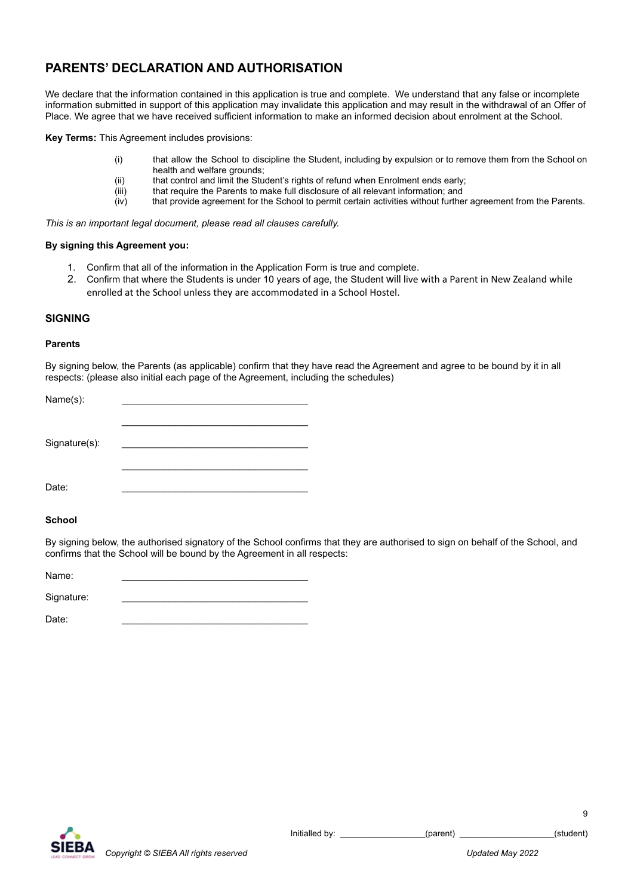## PARENTS' DECLARATION AND AUTHORISATION

We declare that the information contained in this application is true and complete. We understand that any false or incomplete information submitted in support of this application may invalidate this application and may result in the withdrawal of an Offer of Place. We agree that we have received sufficient information to make an informed decision about enrolment at the School.

**Key Terms:** This Agreement includes provisions:

(i) that allow the School to discipline the Student, including by expulsion or to remove them from the School on health and welfare grounds;
(ii) that control and limit the Student's rights of refund when Enrolment ends early;
(iii) that require the Parents to make full disclosure of all relevant information; and
(iv) that provide agreement for the School to permit certain activities without further agreement from the Parents.

*This is an important legal document, please read all clauses carefully.*

**By signing this Agreement you:**

1. Confirm that all of the information in the Application Form is true and complete.
2. Confirm that where the Students is under 10 years of age, the Student will live with a Parent in New Zealand while enrolled at the School unless they are accommodated in a School Hostel.

### SIGNING

**Parents**

By signing below, the Parents (as applicable) confirm that they have read the Agreement and agree to be bound by it in all respects: (please also initial each page of the Agreement, including the schedules)

Name(s): ___________________________________

___________________________________

Signature(s): ___________________________________

___________________________________

Date: ___________________________________

**School**

By signing below, the authorised signatory of the School confirms that they are authorised to sign on behalf of the School, and confirms that the School will be bound by the Agreement in all respects:

Name: ___________________________________

Signature: ___________________________________

Date: ___________________________________

Initialled by: _________________(parent) ___________________(student)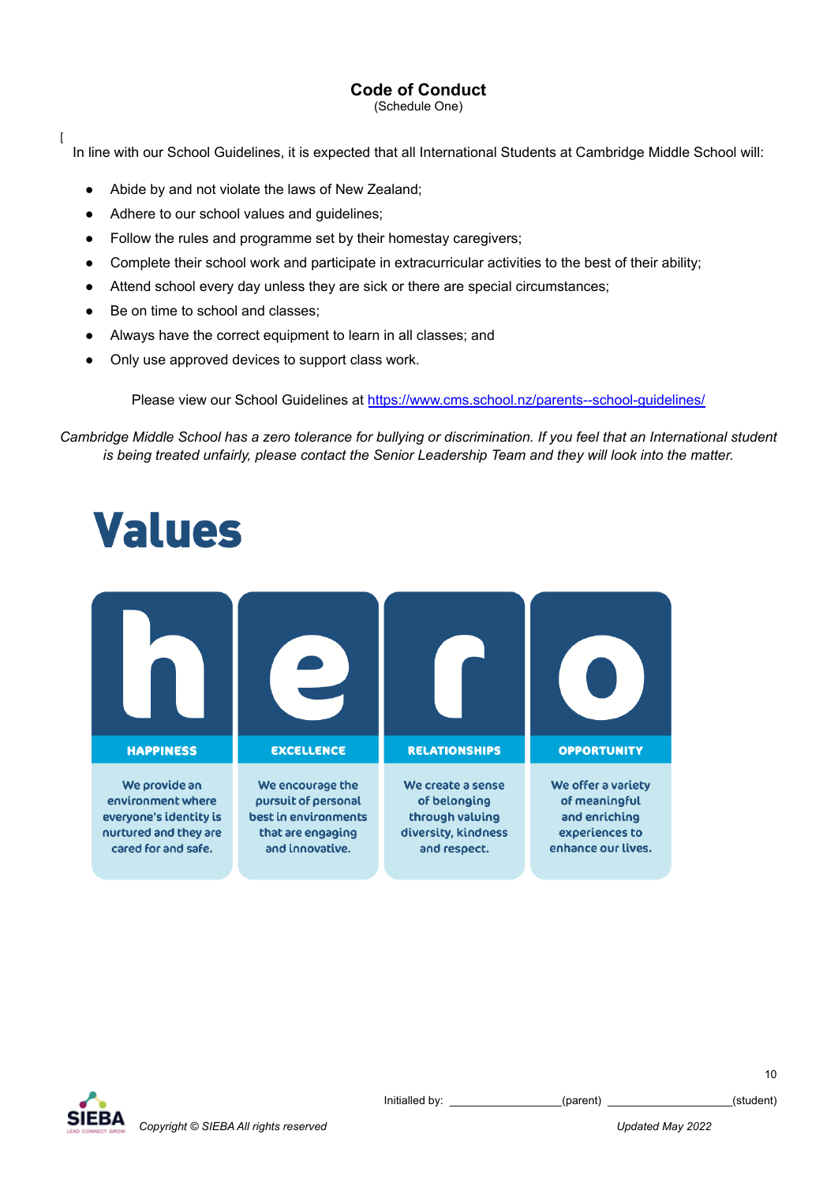## Code of Conduct

(Schedule One)

[

In line with our School Guidelines, it is expected that all International Students at Cambridge Middle School will:

- Abide by and not violate the laws of New Zealand;
- Adhere to our school values and guidelines;
- Follow the rules and programme set by their homestay caregivers;
- Complete their school work and participate in extracurricular activities to the best of their ability;
- Attend school every day unless they are sick or there are special circumstances;
- Be on time to school and classes;
- Always have the correct equipment to learn in all classes; and
- Only use approved devices to support class work.

Please view our School Guidelines at https://www.cms.school.nz/parents--school-guidelines/

*Cambridge Middle School has a zero tolerance for bullying or discrimination. If you feel that an International student is being treated unfairly, please contact the Senior Leadership Team and they will look into the matter.*

# Values

| h | e | r | o |
|---|---|---|---|
| **HAPPINESS** | **EXCELLENCE** | **RELATIONSHIPS** | **OPPORTUNITY** |
| We provide an environment where everyone's identity is nurtured and they are cared for and safe. | We encourage the pursuit of personal best in environments that are engaging and innovative. | We create a sense of belonging through valuing diversity, kindness and respect. | We offer a variety of meaningful and enriching experiences to enhance our lives. |

Initialled by: ________________(parent) ___________________(student)

*Copyright © SIEBA All rights reserved*

*Updated May 2022*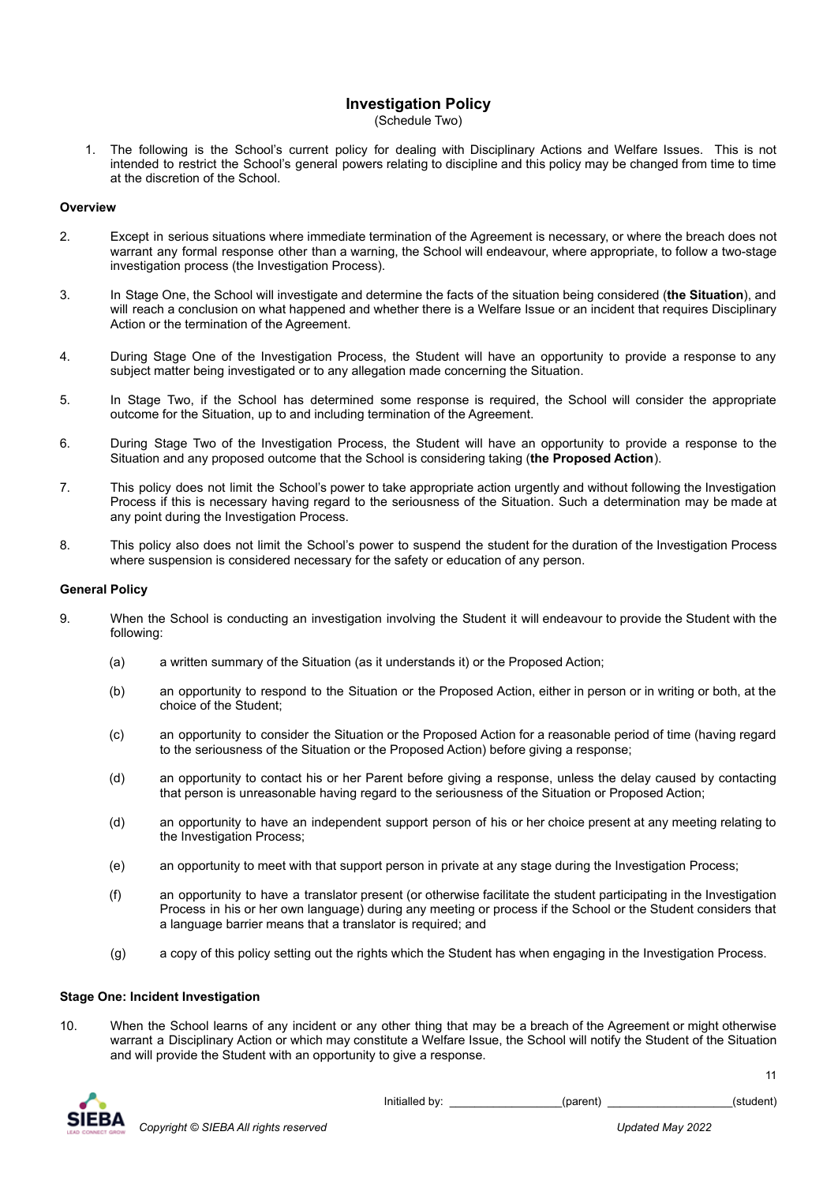# Investigation Policy

(Schedule Two)

1. The following is the School's current policy for dealing with Disciplinary Actions and Welfare Issues. This is not intended to restrict the School's general powers relating to discipline and this policy may be changed from time to time at the discretion of the School.

**Overview**

2. Except in serious situations where immediate termination of the Agreement is necessary, or where the breach does not warrant any formal response other than a warning, the School will endeavour, where appropriate, to follow a two-stage investigation process (the Investigation Process).

3. In Stage One, the School will investigate and determine the facts of the situation being considered (**the Situation**), and will reach a conclusion on what happened and whether there is a Welfare Issue or an incident that requires Disciplinary Action or the termination of the Agreement.

4. During Stage One of the Investigation Process, the Student will have an opportunity to provide a response to any subject matter being investigated or to any allegation made concerning the Situation.

5. In Stage Two, if the School has determined some response is required, the School will consider the appropriate outcome for the Situation, up to and including termination of the Agreement.

6. During Stage Two of the Investigation Process, the Student will have an opportunity to provide a response to the Situation and any proposed outcome that the School is considering taking (**the Proposed Action**).

7. This policy does not limit the School's power to take appropriate action urgently and without following the Investigation Process if this is necessary having regard to the seriousness of the Situation. Such a determination may be made at any point during the Investigation Process.

8. This policy also does not limit the School's power to suspend the student for the duration of the Investigation Process where suspension is considered necessary for the safety or education of any person.

**General Policy**

9. When the School is conducting an investigation involving the Student it will endeavour to provide the Student with the following:

   (a) a written summary of the Situation (as it understands it) or the Proposed Action;

   (b) an opportunity to respond to the Situation or the Proposed Action, either in person or in writing or both, at the choice of the Student;

   (c) an opportunity to consider the Situation or the Proposed Action for a reasonable period of time (having regard to the seriousness of the Situation or the Proposed Action) before giving a response;

   (d) an opportunity to contact his or her Parent before giving a response, unless the delay caused by contacting that person is unreasonable having regard to the seriousness of the Situation or Proposed Action;

   (d) an opportunity to have an independent support person of his or her choice present at any meeting relating to the Investigation Process;

   (e) an opportunity to meet with that support person in private at any stage during the Investigation Process;

   (f) an opportunity to have a translator present (or otherwise facilitate the student participating in the Investigation Process in his or her own language) during any meeting or process if the School or the Student considers that a language barrier means that a translator is required; and

   (g) a copy of this policy setting out the rights which the Student has when engaging in the Investigation Process.

**Stage One: Incident Investigation**

10. When the School learns of any incident or any other thing that may be a breach of the Agreement or might otherwise warrant a Disciplinary Action or which may constitute a Welfare Issue, the School will notify the Student of the Situation and will provide the Student with an opportunity to give a response.

Initialled by: \_\_\_\_\_\_\_\_\_\_\_\_\_\_\_\_\_(parent) \_\_\_\_\_\_\_\_\_\_\_\_\_\_\_\_\_\_\_(student)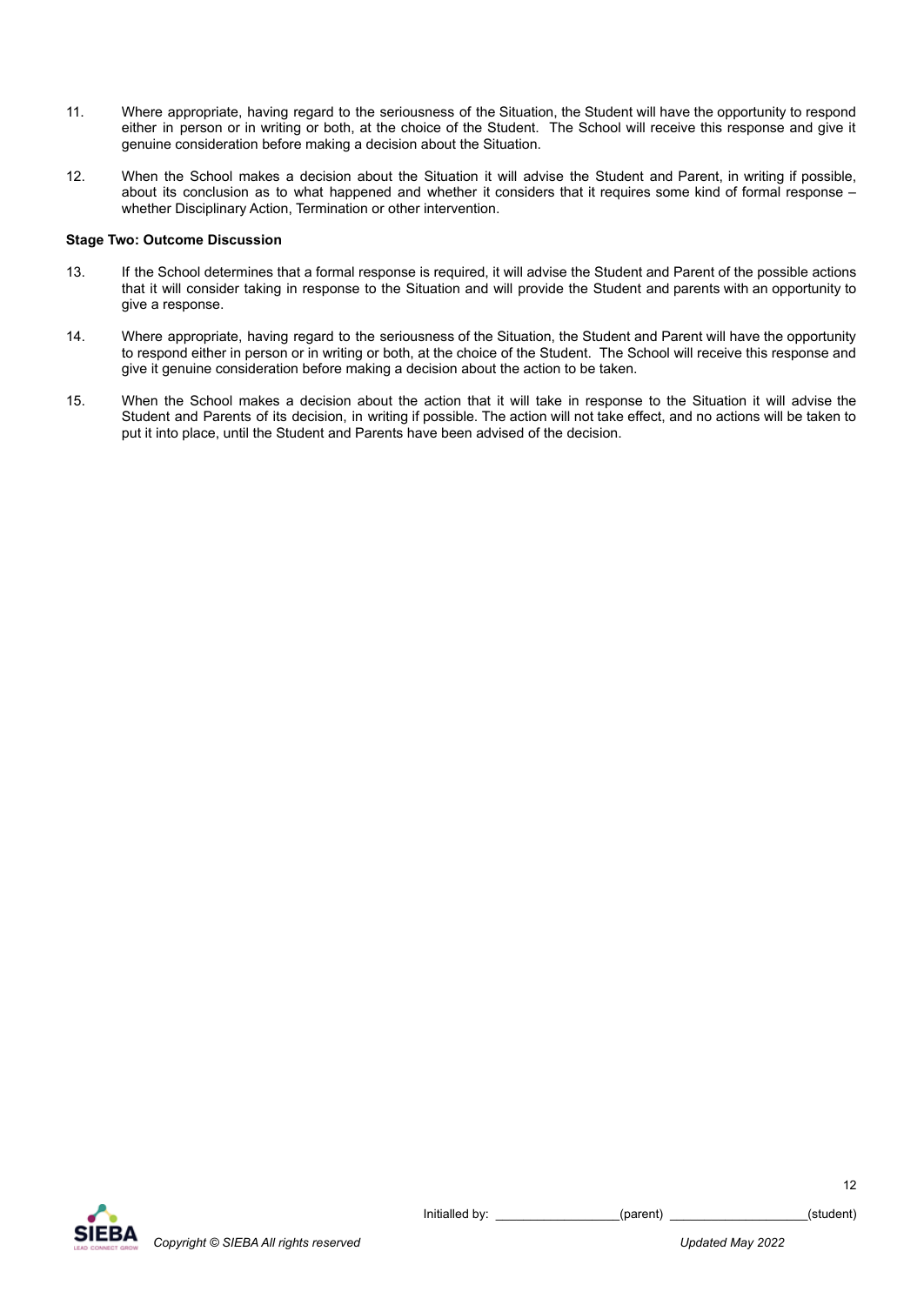11. Where appropriate, having regard to the seriousness of the Situation, the Student will have the opportunity to respond either in person or in writing or both, at the choice of the Student. The School will receive this response and give it genuine consideration before making a decision about the Situation.

12. When the School makes a decision about the Situation it will advise the Student and Parent, in writing if possible, about its conclusion as to what happened and whether it considers that it requires some kind of formal response – whether Disciplinary Action, Termination or other intervention.

**Stage Two: Outcome Discussion**

13. If the School determines that a formal response is required, it will advise the Student and Parent of the possible actions that it will consider taking in response to the Situation and will provide the Student and parents with an opportunity to give a response.

14. Where appropriate, having regard to the seriousness of the Situation, the Student and Parent will have the opportunity to respond either in person or in writing or both, at the choice of the Student. The School will receive this response and give it genuine consideration before making a decision about the action to be taken.

15. When the School makes a decision about the action that it will take in response to the Situation it will advise the Student and Parents of its decision, in writing if possible. The action will not take effect, and no actions will be taken to put it into place, until the Student and Parents have been advised of the decision.

Initialled by: _________________(parent) ___________________(student)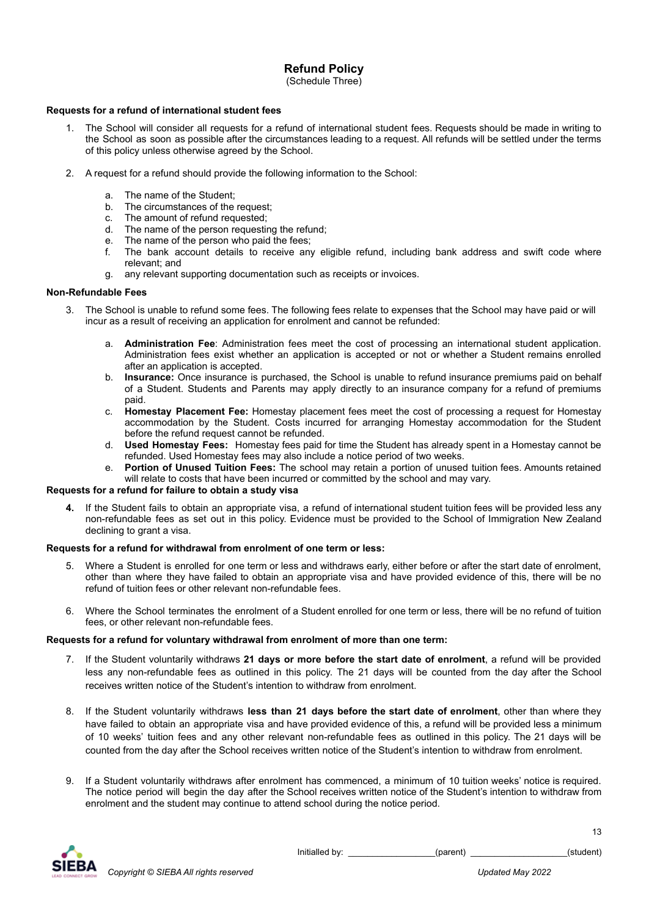# Refund Policy

(Schedule Three)

**Requests for a refund of international student fees**

1. The School will consider all requests for a refund of international student fees. Requests should be made in writing to the School as soon as possible after the circumstances leading to a request. All refunds will be settled under the terms of this policy unless otherwise agreed by the School.

2. A request for a refund should provide the following information to the School:

   a. The name of the Student;
   b. The circumstances of the request;
   c. The amount of refund requested;
   d. The name of the person requesting the refund;
   e. The name of the person who paid the fees;
   f. The bank account details to receive any eligible refund, including bank address and swift code where relevant; and
   g. any relevant supporting documentation such as receipts or invoices.

**Non-Refundable Fees**

3. The School is unable to refund some fees. The following fees relate to expenses that the School may have paid or will incur as a result of receiving an application for enrolment and cannot be refunded:

   a. **Administration Fee**: Administration fees meet the cost of processing an international student application. Administration fees exist whether an application is accepted or not or whether a Student remains enrolled after an application is accepted.
   b. **Insurance:** Once insurance is purchased, the School is unable to refund insurance premiums paid on behalf of a Student. Students and Parents may apply directly to an insurance company for a refund of premiums paid.
   c. **Homestay Placement Fee:** Homestay placement fees meet the cost of processing a request for Homestay accommodation by the Student. Costs incurred for arranging Homestay accommodation for the Student before the refund request cannot be refunded.
   d. **Used Homestay Fees:** Homestay fees paid for time the Student has already spent in a Homestay cannot be refunded. Used Homestay fees may also include a notice period of two weeks.
   e. **Portion of Unused Tuition Fees:** The school may retain a portion of unused tuition fees. Amounts retained will relate to costs that have been incurred or committed by the school and may vary.

**Requests for a refund for failure to obtain a study visa**

4. If the Student fails to obtain an appropriate visa, a refund of international student tuition fees will be provided less any non-refundable fees as set out in this policy. Evidence must be provided to the School of Immigration New Zealand declining to grant a visa.

**Requests for a refund for withdrawal from enrolment of one term or less:**

5. Where a Student is enrolled for one term or less and withdraws early, either before or after the start date of enrolment, other than where they have failed to obtain an appropriate visa and have provided evidence of this, there will be no refund of tuition fees or other relevant non-refundable fees.

6. Where the School terminates the enrolment of a Student enrolled for one term or less, there will be no refund of tuition fees, or other relevant non-refundable fees.

**Requests for a refund for voluntary withdrawal from enrolment of more than one term:**

7. If the Student voluntarily withdraws **21 days or more before the start date of enrolment**, a refund will be provided less any non-refundable fees as outlined in this policy. The 21 days will be counted from the day after the School receives written notice of the Student's intention to withdraw from enrolment.

8. If the Student voluntarily withdraws **less than 21 days before the start date of enrolment**, other than where they have failed to obtain an appropriate visa and have provided evidence of this, a refund will be provided less a minimum of 10 weeks' tuition fees and any other relevant non-refundable fees as outlined in this policy. The 21 days will be counted from the day after the School receives written notice of the Student's intention to withdraw from enrolment.

9. If a Student voluntarily withdraws after enrolment has commenced, a minimum of 10 tuition weeks' notice is required. The notice period will begin the day after the School receives written notice of the Student's intention to withdraw from enrolment and the student may continue to attend school during the notice period.

Initialled by: ________________(parent) __________________(student)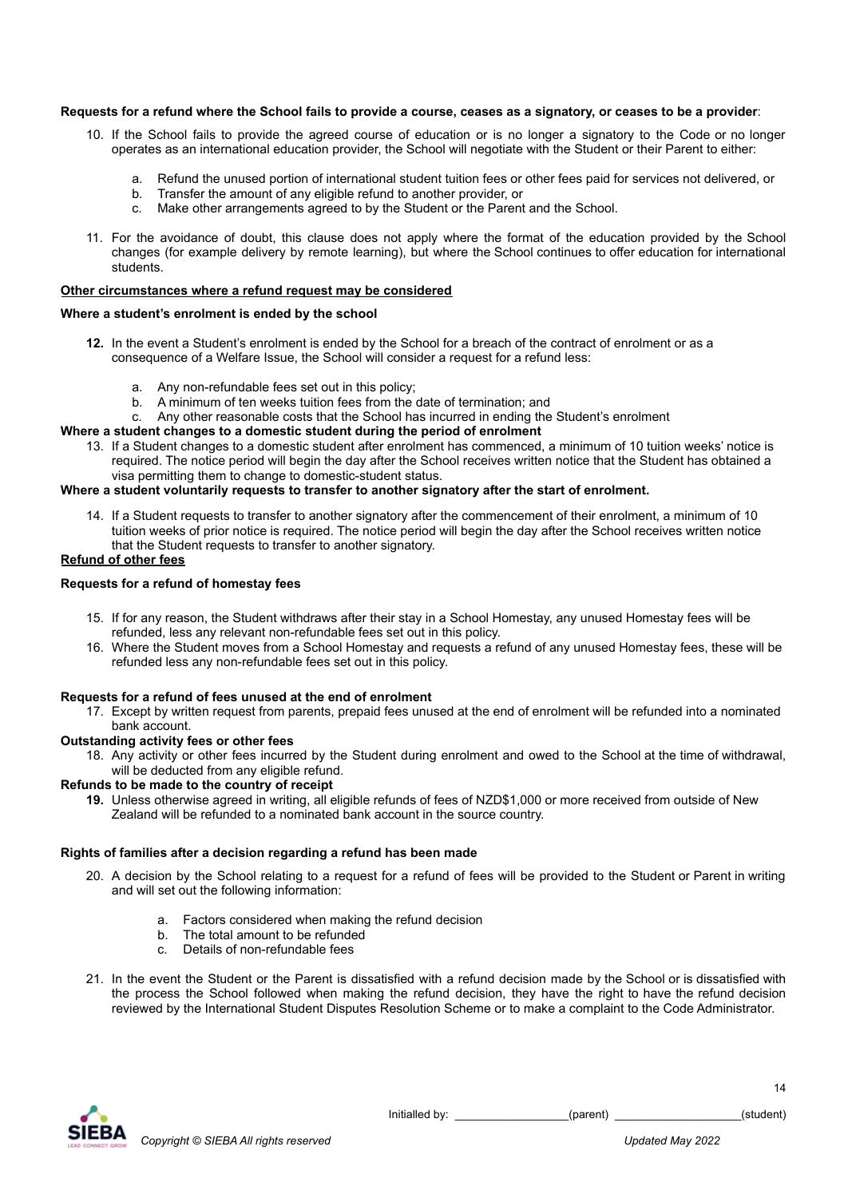**Requests for a refund where the School fails to provide a course, ceases as a signatory, or ceases to be a provider**:

10. If the School fails to provide the agreed course of education or is no longer a signatory to the Code or no longer operates as an international education provider, the School will negotiate with the Student or their Parent to either:

    a. Refund the unused portion of international student tuition fees or other fees paid for services not delivered, or
    b. Transfer the amount of any eligible refund to another provider, or
    c. Make other arrangements agreed to by the Student or the Parent and the School.

11. For the avoidance of doubt, this clause does not apply where the format of the education provided by the School changes (for example delivery by remote learning), but where the School continues to offer education for international students.

**<u>Other circumstances where a refund request may be considered</u>**

**Where a student's enrolment is ended by the school**

12. In the event a Student's enrolment is ended by the School for a breach of the contract of enrolment or as a consequence of a Welfare Issue, the School will consider a request for a refund less:

    a. Any non-refundable fees set out in this policy;
    b. A minimum of ten weeks tuition fees from the date of termination; and
    c. Any other reasonable costs that the School has incurred in ending the Student's enrolment

**Where a student changes to a domestic student during the period of enrolment**

13. If a Student changes to a domestic student after enrolment has commenced, a minimum of 10 tuition weeks' notice is required. The notice period will begin the day after the School receives written notice that the Student has obtained a visa permitting them to change to domestic-student status.

**Where a student voluntarily requests to transfer to another signatory after the start of enrolment.**

14. If a Student requests to transfer to another signatory after the commencement of their enrolment, a minimum of 10 tuition weeks of prior notice is required. The notice period will begin the day after the School receives written notice that the Student requests to transfer to another signatory.

**<u>Refund of other fees</u>**

**Requests for a refund of homestay fees**

15. If for any reason, the Student withdraws after their stay in a School Homestay, any unused Homestay fees will be refunded, less any relevant non-refundable fees set out in this policy.
16. Where the Student moves from a School Homestay and requests a refund of any unused Homestay fees, these will be refunded less any non-refundable fees set out in this policy.

**Requests for a refund of fees unused at the end of enrolment**

17. Except by written request from parents, prepaid fees unused at the end of enrolment will be refunded into a nominated bank account.

**Outstanding activity fees or other fees**

18. Any activity or other fees incurred by the Student during enrolment and owed to the School at the time of withdrawal, will be deducted from any eligible refund.

**Refunds to be made to the country of receipt**

19. Unless otherwise agreed in writing, all eligible refunds of fees of NZD$1,000 or more received from outside of New Zealand will be refunded to a nominated bank account in the source country.

**Rights of families after a decision regarding a refund has been made**

20. A decision by the School relating to a request for a refund of fees will be provided to the Student or Parent in writing and will set out the following information:

    a. Factors considered when making the refund decision
    b. The total amount to be refunded
    c. Details of non-refundable fees

21. In the event the Student or the Parent is dissatisfied with a refund decision made by the School or is dissatisfied with the process the School followed when making the refund decision, they have the right to have the refund decision reviewed by the International Student Disputes Resolution Scheme or to make a complaint to the Code Administrator.

Initialled by: \_\_\_\_\_\_\_\_\_\_\_\_\_\_\_\_\_\_(parent) \_\_\_\_\_\_\_\_\_\_\_\_\_\_\_\_\_\_\_\_(student)